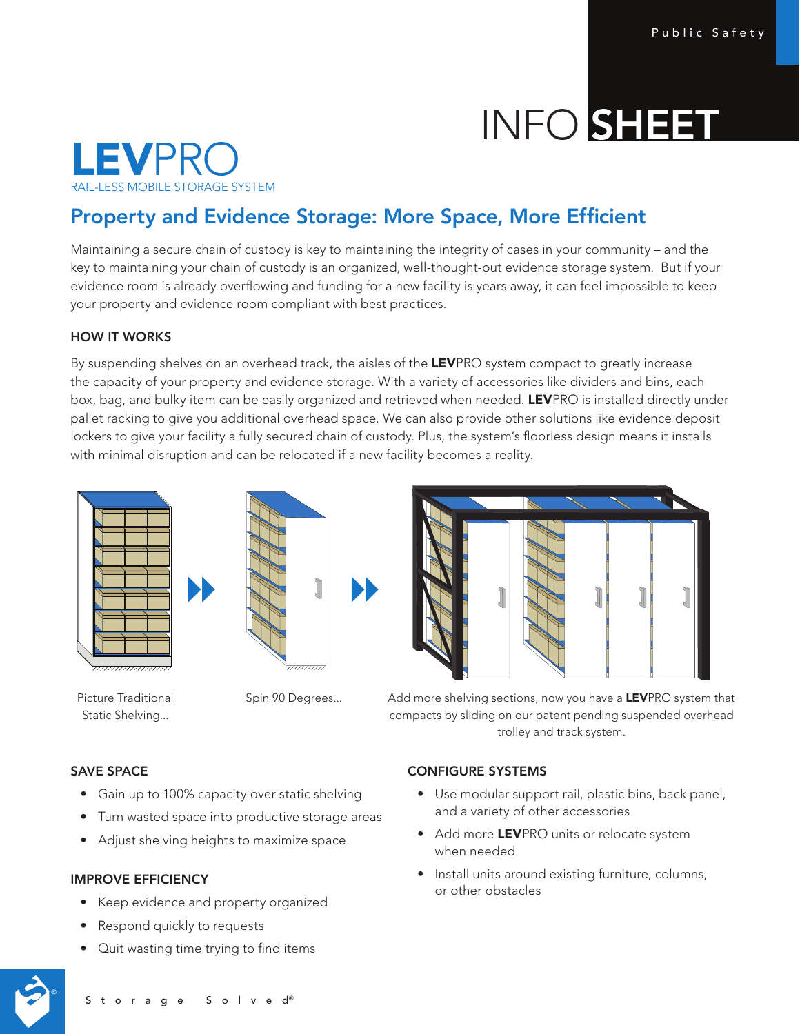Public Safety

# INFO SHEET

## LEVPRO
RAIL-LESS MOBILE STORAGE SYSTEM

## Property and Evidence Storage: More Space, More Efficient

Maintaining a secure chain of custody is key to maintaining the integrity of cases in your community – and the key to maintaining your chain of custody is an organized, well-thought-out evidence storage system. But if your evidence room is already overflowing and funding for a new facility is years away, it can feel impossible to keep your property and evidence room compliant with best practices.

### HOW IT WORKS

By suspending shelves on an overhead track, the aisles of the **LEV**PRO system compact to greatly increase the capacity of your property and evidence storage. With a variety of accessories like dividers and bins, each box, bag, and bulky item can be easily organized and retrieved when needed. **LEV**PRO is installed directly under pallet racking to give you additional overhead space. We can also provide other solutions like evidence deposit lockers to give your facility a fully secured chain of custody. Plus, the system's floorless design means it installs with minimal disruption and can be relocated if a new facility becomes a reality.

Picture Traditional Static Shelving...

Spin 90 Degrees...

Add more shelving sections, now you have a **LEV**PRO system that compacts by sliding on our patent pending suspended overhead trolley and track system.

### SAVE SPACE

- Gain up to 100% capacity over static shelving
- Turn wasted space into productive storage areas
- Adjust shelving heights to maximize space

### IMPROVE EFFICIENCY

- Keep evidence and property organized
- Respond quickly to requests
- Quit wasting time trying to find items

### CONFIGURE SYSTEMS

- Use modular support rail, plastic bins, back panel, and a variety of other accessories
- Add more **LEV**PRO units or relocate system when needed
- Install units around existing furniture, columns, or other obstacles

Storage Solved®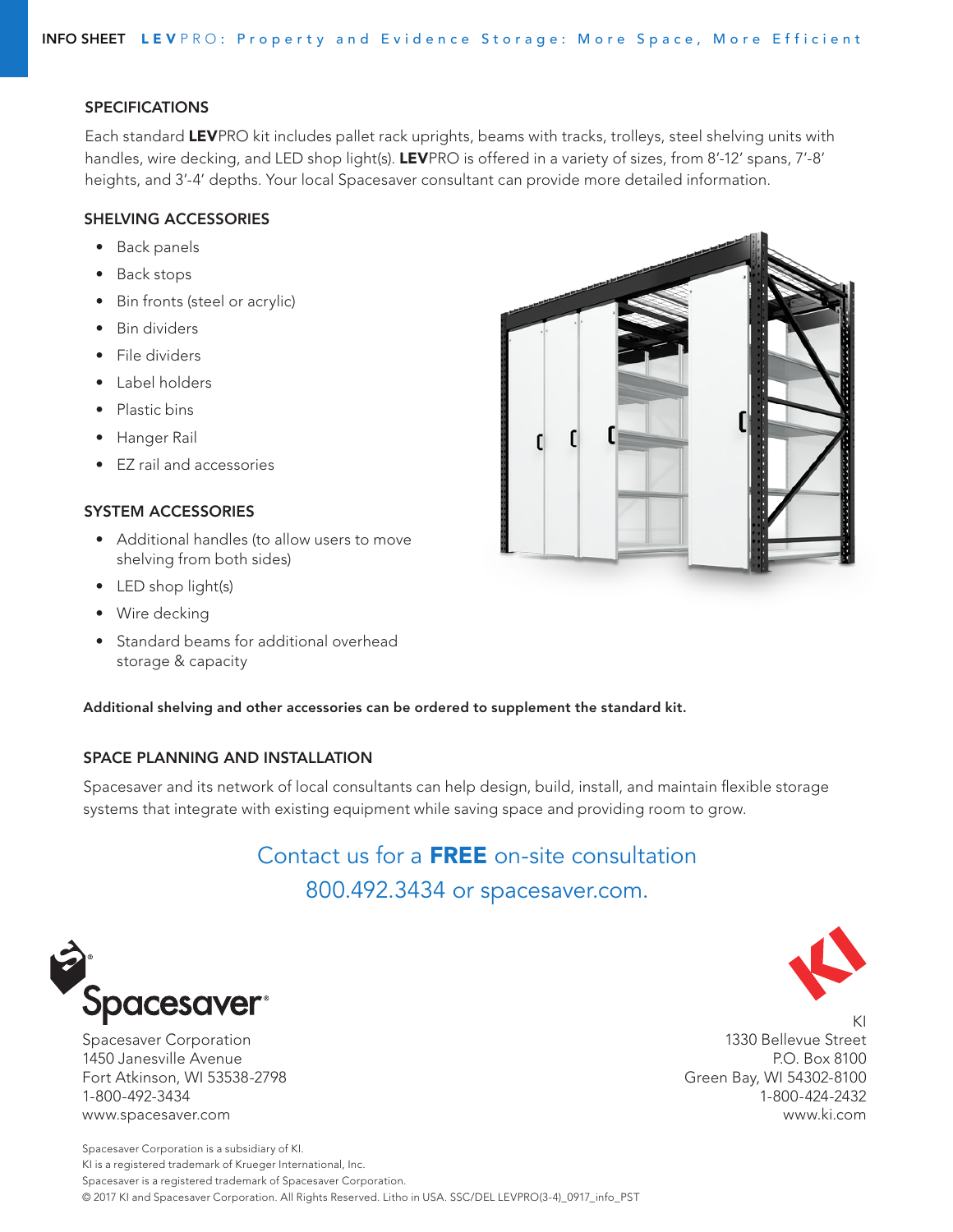## SPECIFICATIONS

Each standard **LEV**PRO kit includes pallet rack uprights, beams with tracks, trolleys, steel shelving units with handles, wire decking, and LED shop light(s). **LEV**PRO is offered in a variety of sizes, from 8'-12' spans, 7'-8' heights, and 3'-4' depths. Your local Spacesaver consultant can provide more detailed information.

## SHELVING ACCESSORIES

- Back panels
- Back stops
- Bin fronts (steel or acrylic)
- Bin dividers
- File dividers
- Label holders
- Plastic bins
- Hanger Rail
- EZ rail and accessories

## SYSTEM ACCESSORIES

- Additional handles (to allow users to move shelving from both sides)
- LED shop light(s)
- Wire decking
- Standard beams for additional overhead storage & capacity

**Additional shelving and other accessories can be ordered to supplement the standard kit.**

## SPACE PLANNING AND INSTALLATION

Spacesaver and its network of local consultants can help design, build, install, and maintain flexible storage systems that integrate with existing equipment while saving space and providing room to grow.

Contact us for a **FREE** on-site consultation
800.492.3434 or spacesaver.com.

Spacesaver Corporation
1450 Janesville Avenue
Fort Atkinson, WI 53538-2798
1-800-492-3434
www.spacesaver.com

KI
1330 Bellevue Street
P.O. Box 8100
Green Bay, WI 54302-8100
1-800-424-2432
www.ki.com

Spacesaver Corporation is a subsidiary of KI.
KI is a registered trademark of Krueger International, Inc.
Spacesaver is a registered trademark of Spacesaver Corporation.
© 2017 KI and Spacesaver Corporation. All Rights Reserved. Litho in USA. SSC/DEL LEVPRO(3-4)_0917_info_PST